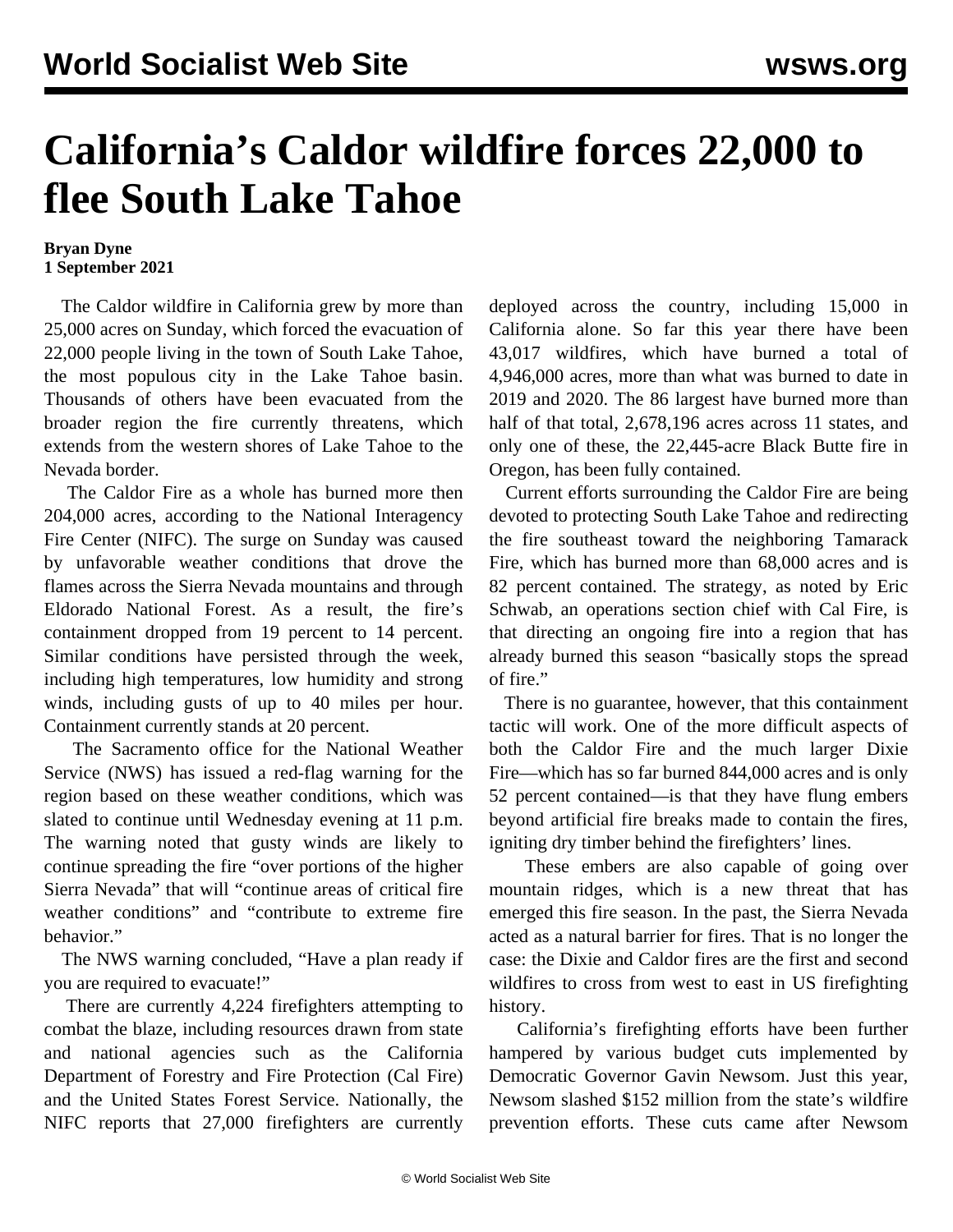# California's Caldor wildfire forces 22,000 to flee South Lake Tahoe

**Bryan Dyne**
**1 September 2021**

The Caldor wildfire in California grew by more than 25,000 acres on Sunday, which forced the evacuation of 22,000 people living in the town of South Lake Tahoe, the most populous city in the Lake Tahoe basin. Thousands of others have been evacuated from the broader region the fire currently threatens, which extends from the western shores of Lake Tahoe to the Nevada border.

The Caldor Fire as a whole has burned more then 204,000 acres, according to the National Interagency Fire Center (NIFC). The surge on Sunday was caused by unfavorable weather conditions that drove the flames across the Sierra Nevada mountains and through Eldorado National Forest. As a result, the fire's containment dropped from 19 percent to 14 percent. Similar conditions have persisted through the week, including high temperatures, low humidity and strong winds, including gusts of up to 40 miles per hour. Containment currently stands at 20 percent.

The Sacramento office for the National Weather Service (NWS) has issued a red-flag warning for the region based on these weather conditions, which was slated to continue until Wednesday evening at 11 p.m. The warning noted that gusty winds are likely to continue spreading the fire "over portions of the higher Sierra Nevada" that will "continue areas of critical fire weather conditions" and "contribute to extreme fire behavior."

The NWS warning concluded, "Have a plan ready if you are required to evacuate!"

There are currently 4,224 firefighters attempting to combat the blaze, including resources drawn from state and national agencies such as the California Department of Forestry and Fire Protection (Cal Fire) and the United States Forest Service. Nationally, the NIFC reports that 27,000 firefighters are currently deployed across the country, including 15,000 in California alone. So far this year there have been 43,017 wildfires, which have burned a total of 4,946,000 acres, more than what was burned to date in 2019 and 2020. The 86 largest have burned more than half of that total, 2,678,196 acres across 11 states, and only one of these, the 22,445-acre Black Butte fire in Oregon, has been fully contained.

Current efforts surrounding the Caldor Fire are being devoted to protecting South Lake Tahoe and redirecting the fire southeast toward the neighboring Tamarack Fire, which has burned more than 68,000 acres and is 82 percent contained. The strategy, as noted by Eric Schwab, an operations section chief with Cal Fire, is that directing an ongoing fire into a region that has already burned this season "basically stops the spread of fire."

There is no guarantee, however, that this containment tactic will work. One of the more difficult aspects of both the Caldor Fire and the much larger Dixie Fire—which has so far burned 844,000 acres and is only 52 percent contained—is that they have flung embers beyond artificial fire breaks made to contain the fires, igniting dry timber behind the firefighters' lines.

These embers are also capable of going over mountain ridges, which is a new threat that has emerged this fire season. In the past, the Sierra Nevada acted as a natural barrier for fires. That is no longer the case: the Dixie and Caldor fires are the first and second wildfires to cross from west to east in US firefighting history.

California's firefighting efforts have been further hampered by various budget cuts implemented by Democratic Governor Gavin Newsom. Just this year, Newsom slashed $152 million from the state's wildfire prevention efforts. These cuts came after Newsom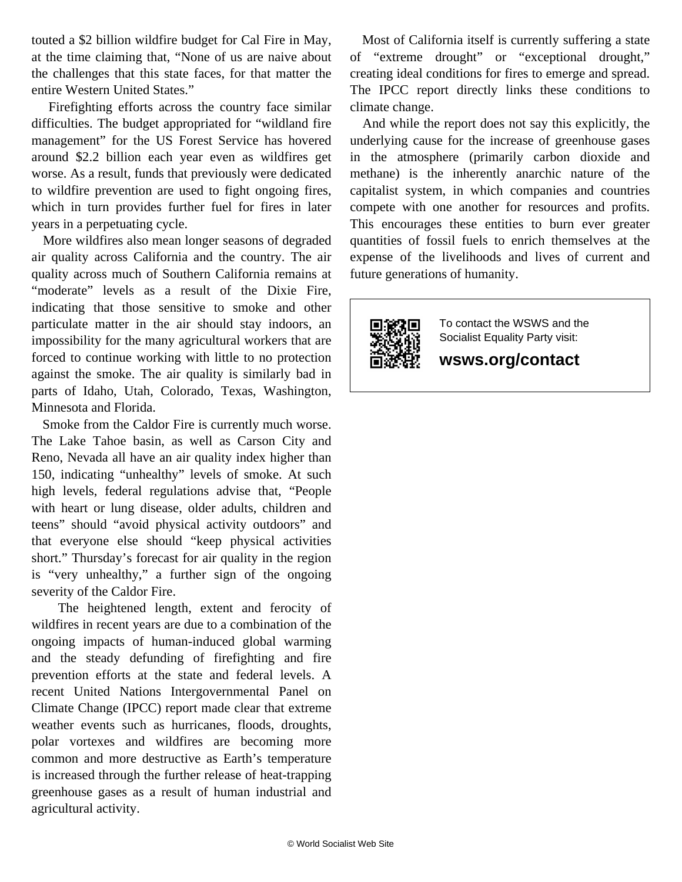touted a $2 billion wildfire budget for Cal Fire in May, at the time claiming that, "None of us are naive about the challenges that this state faces, for that matter the entire Western United States."

Firefighting efforts across the country face similar difficulties. The budget appropriated for "wildland fire management" for the US Forest Service has hovered around $2.2 billion each year even as wildfires get worse. As a result, funds that previously were dedicated to wildfire prevention are used to fight ongoing fires, which in turn provides further fuel for fires in later years in a perpetuating cycle.

More wildfires also mean longer seasons of degraded air quality across California and the country. The air quality across much of Southern California remains at "moderate" levels as a result of the Dixie Fire, indicating that those sensitive to smoke and other particulate matter in the air should stay indoors, an impossibility for the many agricultural workers that are forced to continue working with little to no protection against the smoke. The air quality is similarly bad in parts of Idaho, Utah, Colorado, Texas, Washington, Minnesota and Florida.

Smoke from the Caldor Fire is currently much worse. The Lake Tahoe basin, as well as Carson City and Reno, Nevada all have an air quality index higher than 150, indicating "unhealthy" levels of smoke. At such high levels, federal regulations advise that, "People with heart or lung disease, older adults, children and teens" should "avoid physical activity outdoors" and that everyone else should "keep physical activities short." Thursday's forecast for air quality in the region is "very unhealthy," a further sign of the ongoing severity of the Caldor Fire.

The heightened length, extent and ferocity of wildfires in recent years are due to a combination of the ongoing impacts of human-induced global warming and the steady defunding of firefighting and fire prevention efforts at the state and federal levels. A recent United Nations Intergovernmental Panel on Climate Change (IPCC) report made clear that extreme weather events such as hurricanes, floods, droughts, polar vortexes and wildfires are becoming more common and more destructive as Earth's temperature is increased through the further release of heat-trapping greenhouse gases as a result of human industrial and agricultural activity.

Most of California itself is currently suffering a state of "extreme drought" or "exceptional drought," creating ideal conditions for fires to emerge and spread. The IPCC report directly links these conditions to climate change.

And while the report does not say this explicitly, the underlying cause for the increase of greenhouse gases in the atmosphere (primarily carbon dioxide and methane) is the inherently anarchic nature of the capitalist system, in which companies and countries compete with one another for resources and profits. This encourages these entities to burn ever greater quantities of fossil fuels to enrich themselves at the expense of the livelihoods and lives of current and future generations of humanity.

To contact the WSWS and the Socialist Equality Party visit:

**wsws.org/contact**